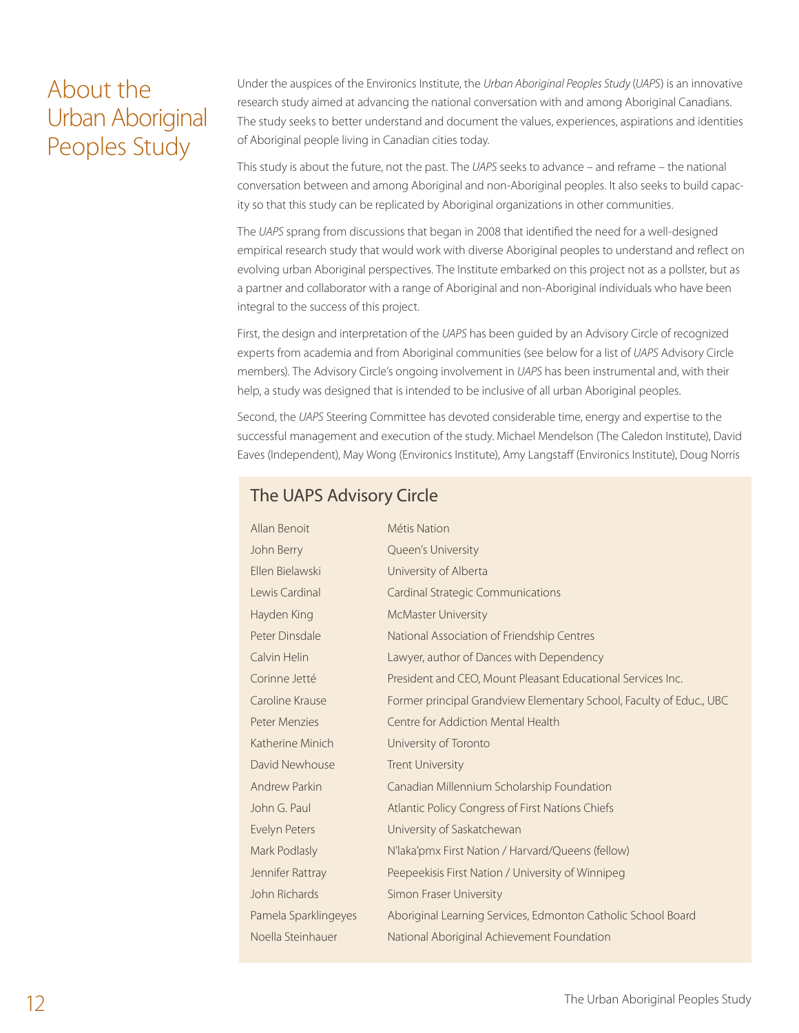# About the Urban Aboriginal Peoples Study

Under the auspices of the Environics Institute, the *Urban Aboriginal Peoples Study* (*UAPS*) is an innovative research study aimed at advancing the national conversation with and among Aboriginal Canadians. The study seeks to better understand and document the values, experiences, aspirations and identities of Aboriginal people living in Canadian cities today.

This study is about the future, not the past. The *UAPS* seeks to advance – and reframe – the national conversation between and among Aboriginal and non-Aboriginal peoples. It also seeks to build capacity so that this study can be replicated by Aboriginal organizations in other communities.

The *UAPS* sprang from discussions that began in 2008 that identified the need for a well-designed empirical research study that would work with diverse Aboriginal peoples to understand and reflect on evolving urban Aboriginal perspectives. The Institute embarked on this project not as a pollster, but as a partner and collaborator with a range of Aboriginal and non-Aboriginal individuals who have been integral to the success of this project.

First, the design and interpretation of the *UAPS* has been guided by an Advisory Circle of recognized experts from academia and from Aboriginal communities (see below for a list of *UAPS* Advisory Circle members). The Advisory Circle's ongoing involvement in *UAPS* has been instrumental and, with their help, a study was designed that is intended to be inclusive of all urban Aboriginal peoples.

Second, the *UAPS* Steering Committee has devoted considerable time, energy and expertise to the successful management and execution of the study. Michael Mendelson (The Caledon Institute), David Eaves (Independent), May Wong (Environics Institute), Amy Langstaff (Environics Institute), Doug Norris

## The UAPS Advisory Circle

| Name | Affiliation |
|---|---|
| Allan Benoit | Métis Nation |
| John Berry | Queen's University |
| Ellen Bielawski | University of Alberta |
| Lewis Cardinal | Cardinal Strategic Communications |
| Hayden King | McMaster University |
| Peter Dinsdale | National Association of Friendship Centres |
| Calvin Helin | Lawyer, author of Dances with Dependency |
| Corinne Jetté | President and CEO, Mount Pleasant Educational Services Inc. |
| Caroline Krause | Former principal Grandview Elementary School, Faculty of Educ., UBC |
| Peter Menzies | Centre for Addiction Mental Health |
| Katherine Minich | University of Toronto |
| David Newhouse | Trent University |
| Andrew Parkin | Canadian Millennium Scholarship Foundation |
| John G. Paul | Atlantic Policy Congress of First Nations Chiefs |
| Evelyn Peters | University of Saskatchewan |
| Mark Podlasly | N'laka'pmx First Nation / Harvard/Queens (fellow) |
| Jennifer Rattray | Peepeekisis First Nation / University of Winnipeg |
| John Richards | Simon Fraser University |
| Pamela Sparklingeyes | Aboriginal Learning Services, Edmonton Catholic School Board |
| Noella Steinhauer | National Aboriginal Achievement Foundation |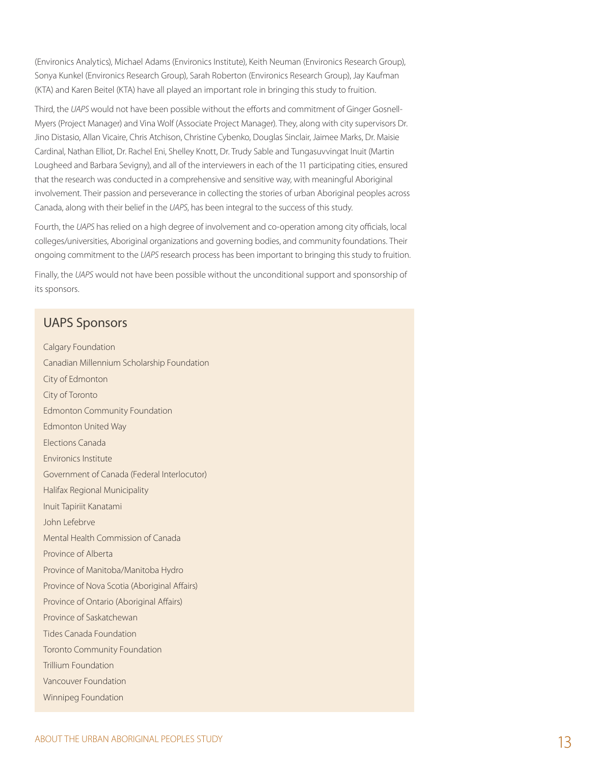(Environics Analytics), Michael Adams (Environics Institute), Keith Neuman (Environics Research Group), Sonya Kunkel (Environics Research Group), Sarah Roberton (Environics Research Group), Jay Kaufman (KTA) and Karen Beitel (KTA) have all played an important role in bringing this study to fruition.

Third, the *UAPS* would not have been possible without the efforts and commitment of Ginger Gosnell-Myers (Project Manager) and Vina Wolf (Associate Project Manager). They, along with city supervisors Dr. Jino Distasio, Allan Vicaire, Chris Atchison, Christine Cybenko, Douglas Sinclair, Jaimee Marks, Dr. Maisie Cardinal, Nathan Elliot, Dr. Rachel Eni, Shelley Knott, Dr. Trudy Sable and Tungasuvvingat Inuit (Martin Lougheed and Barbara Sevigny), and all of the interviewers in each of the 11 participating cities, ensured that the research was conducted in a comprehensive and sensitive way, with meaningful Aboriginal involvement. Their passion and perseverance in collecting the stories of urban Aboriginal peoples across Canada, along with their belief in the *UAPS*, has been integral to the success of this study.

Fourth, the *UAPS* has relied on a high degree of involvement and co-operation among city officials, local colleges/universities, Aboriginal organizations and governing bodies, and community foundations. Their ongoing commitment to the *UAPS* research process has been important to bringing this study to fruition.

Finally, the *UAPS* would not have been possible without the unconditional support and sponsorship of its sponsors.

## UAPS Sponsors

- Calgary Foundation
- Canadian Millennium Scholarship Foundation
- City of Edmonton
- City of Toronto
- Edmonton Community Foundation
- Edmonton United Way
- Elections Canada
- Environics Institute
- Government of Canada (Federal Interlocutor)
- Halifax Regional Municipality
- Inuit Tapiriit Kanatami
- John Lefebrve
- Mental Health Commission of Canada
- Province of Alberta
- Province of Manitoba/Manitoba Hydro
- Province of Nova Scotia (Aboriginal Affairs)
- Province of Ontario (Aboriginal Affairs)
- Province of Saskatchewan
- Tides Canada Foundation
- Toronto Community Foundation
- Trillium Foundation
- Vancouver Foundation
- Winnipeg Foundation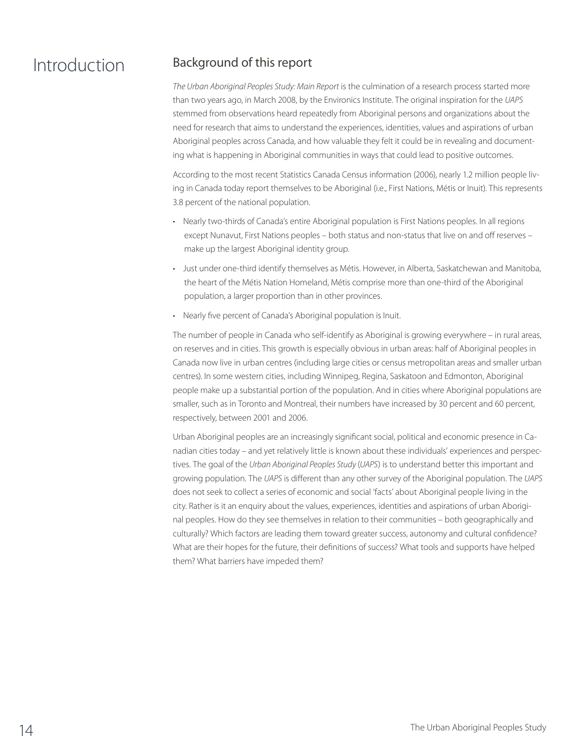# Introduction

## Background of this report

*The Urban Aboriginal Peoples Study: Main Report* is the culmination of a research process started more than two years ago, in March 2008, by the Environics Institute. The original inspiration for the *UAPS* stemmed from observations heard repeatedly from Aboriginal persons and organizations about the need for research that aims to understand the experiences, identities, values and aspirations of urban Aboriginal peoples across Canada, and how valuable they felt it could be in revealing and documenting what is happening in Aboriginal communities in ways that could lead to positive outcomes.

According to the most recent Statistics Canada Census information (2006), nearly 1.2 million people living in Canada today report themselves to be Aboriginal (i.e., First Nations, Métis or Inuit). This represents 3.8 percent of the national population.

- Nearly two-thirds of Canada's entire Aboriginal population is First Nations peoples. In all regions except Nunavut, First Nations peoples – both status and non-status that live on and off reserves – make up the largest Aboriginal identity group.
- Just under one-third identify themselves as Métis. However, in Alberta, Saskatchewan and Manitoba, the heart of the Métis Nation Homeland, Métis comprise more than one-third of the Aboriginal population, a larger proportion than in other provinces.
- Nearly five percent of Canada's Aboriginal population is Inuit.

The number of people in Canada who self-identify as Aboriginal is growing everywhere – in rural areas, on reserves and in cities. This growth is especially obvious in urban areas: half of Aboriginal peoples in Canada now live in urban centres (including large cities or census metropolitan areas and smaller urban centres). In some western cities, including Winnipeg, Regina, Saskatoon and Edmonton, Aboriginal people make up a substantial portion of the population. And in cities where Aboriginal populations are smaller, such as in Toronto and Montreal, their numbers have increased by 30 percent and 60 percent, respectively, between 2001 and 2006.

Urban Aboriginal peoples are an increasingly significant social, political and economic presence in Canadian cities today – and yet relatively little is known about these individuals' experiences and perspectives. The goal of the *Urban Aboriginal Peoples Study* (*UAPS*) is to understand better this important and growing population. The *UAPS* is different than any other survey of the Aboriginal population. The *UAPS* does not seek to collect a series of economic and social 'facts' about Aboriginal people living in the city. Rather is it an enquiry about the values, experiences, identities and aspirations of urban Aboriginal peoples. How do they see themselves in relation to their communities – both geographically and culturally? Which factors are leading them toward greater success, autonomy and cultural confidence? What are their hopes for the future, their definitions of success? What tools and supports have helped them? What barriers have impeded them?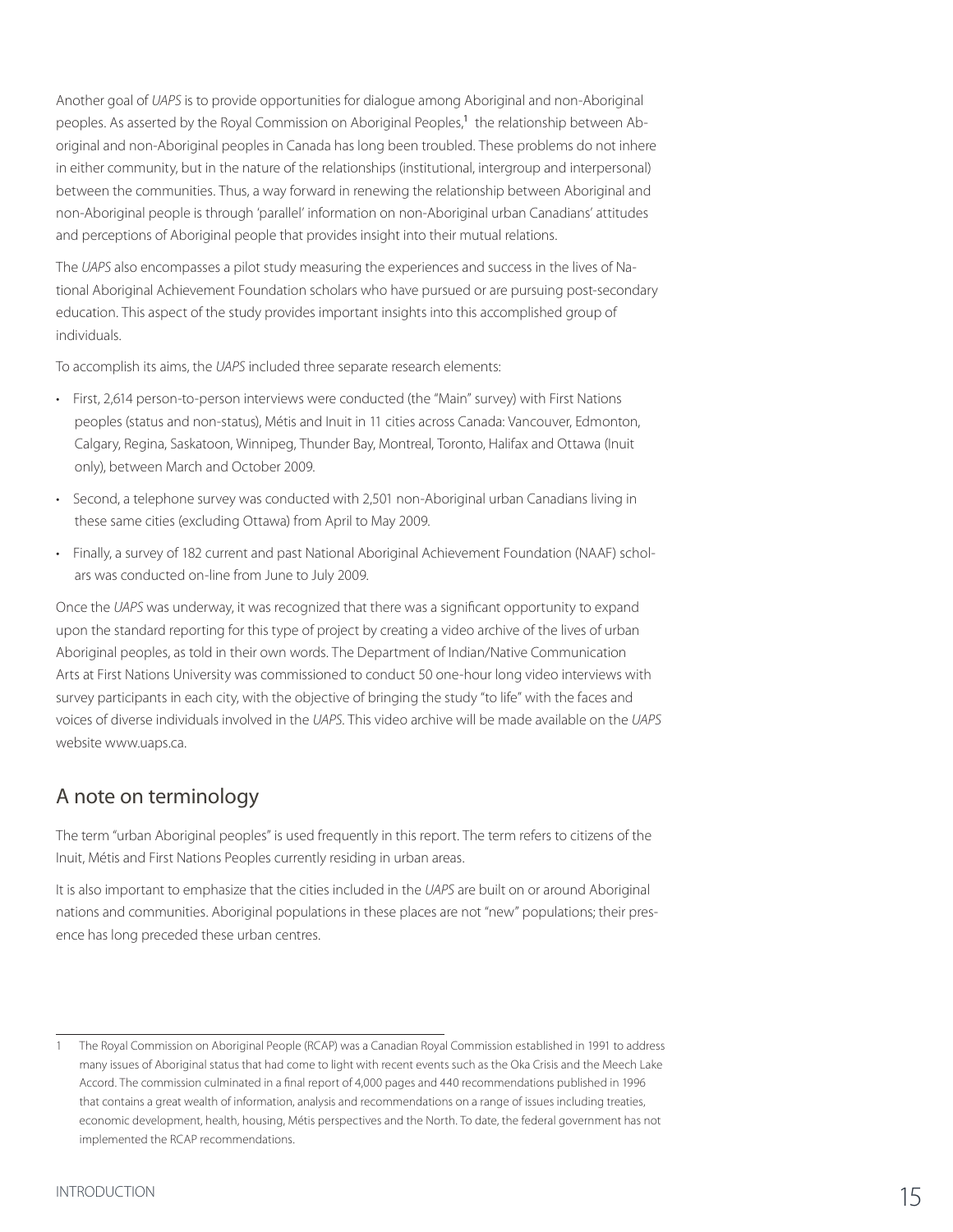Another goal of *UAPS* is to provide opportunities for dialogue among Aboriginal and non-Aboriginal peoples. As asserted by the Royal Commission on Aboriginal Peoples,[1] the relationship between Aboriginal and non-Aboriginal peoples in Canada has long been troubled. These problems do not inhere in either community, but in the nature of the relationships (institutional, intergroup and interpersonal) between the communities. Thus, a way forward in renewing the relationship between Aboriginal and non-Aboriginal people is through 'parallel' information on non-Aboriginal urban Canadians' attitudes and perceptions of Aboriginal people that provides insight into their mutual relations.

The *UAPS* also encompasses a pilot study measuring the experiences and success in the lives of National Aboriginal Achievement Foundation scholars who have pursued or are pursuing post-secondary education. This aspect of the study provides important insights into this accomplished group of individuals.

To accomplish its aims, the *UAPS* included three separate research elements:

- First, 2,614 person-to-person interviews were conducted (the "Main" survey) with First Nations peoples (status and non-status), Métis and Inuit in 11 cities across Canada: Vancouver, Edmonton, Calgary, Regina, Saskatoon, Winnipeg, Thunder Bay, Montreal, Toronto, Halifax and Ottawa (Inuit only), between March and October 2009.
- Second, a telephone survey was conducted with 2,501 non-Aboriginal urban Canadians living in these same cities (excluding Ottawa) from April to May 2009.
- Finally, a survey of 182 current and past National Aboriginal Achievement Foundation (NAAF) scholars was conducted on-line from June to July 2009.

Once the *UAPS* was underway, it was recognized that there was a significant opportunity to expand upon the standard reporting for this type of project by creating a video archive of the lives of urban Aboriginal peoples, as told in their own words. The Department of Indian/Native Communication Arts at First Nations University was commissioned to conduct 50 one-hour long video interviews with survey participants in each city, with the objective of bringing the study "to life" with the faces and voices of diverse individuals involved in the *UAPS*. This video archive will be made available on the *UAPS* website www.uaps.ca.

## A note on terminology

The term "urban Aboriginal peoples" is used frequently in this report. The term refers to citizens of the Inuit, Métis and First Nations Peoples currently residing in urban areas.

It is also important to emphasize that the cities included in the *UAPS* are built on or around Aboriginal nations and communities. Aboriginal populations in these places are not "new" populations; their presence has long preceded these urban centres.

---

[1] The Royal Commission on Aboriginal People (RCAP) was a Canadian Royal Commission established in 1991 to address many issues of Aboriginal status that had come to light with recent events such as the Oka Crisis and the Meech Lake Accord. The commission culminated in a final report of 4,000 pages and 440 recommendations published in 1996 that contains a great wealth of information, analysis and recommendations on a range of issues including treaties, economic development, health, housing, Métis perspectives and the North. To date, the federal government has not implemented the RCAP recommendations.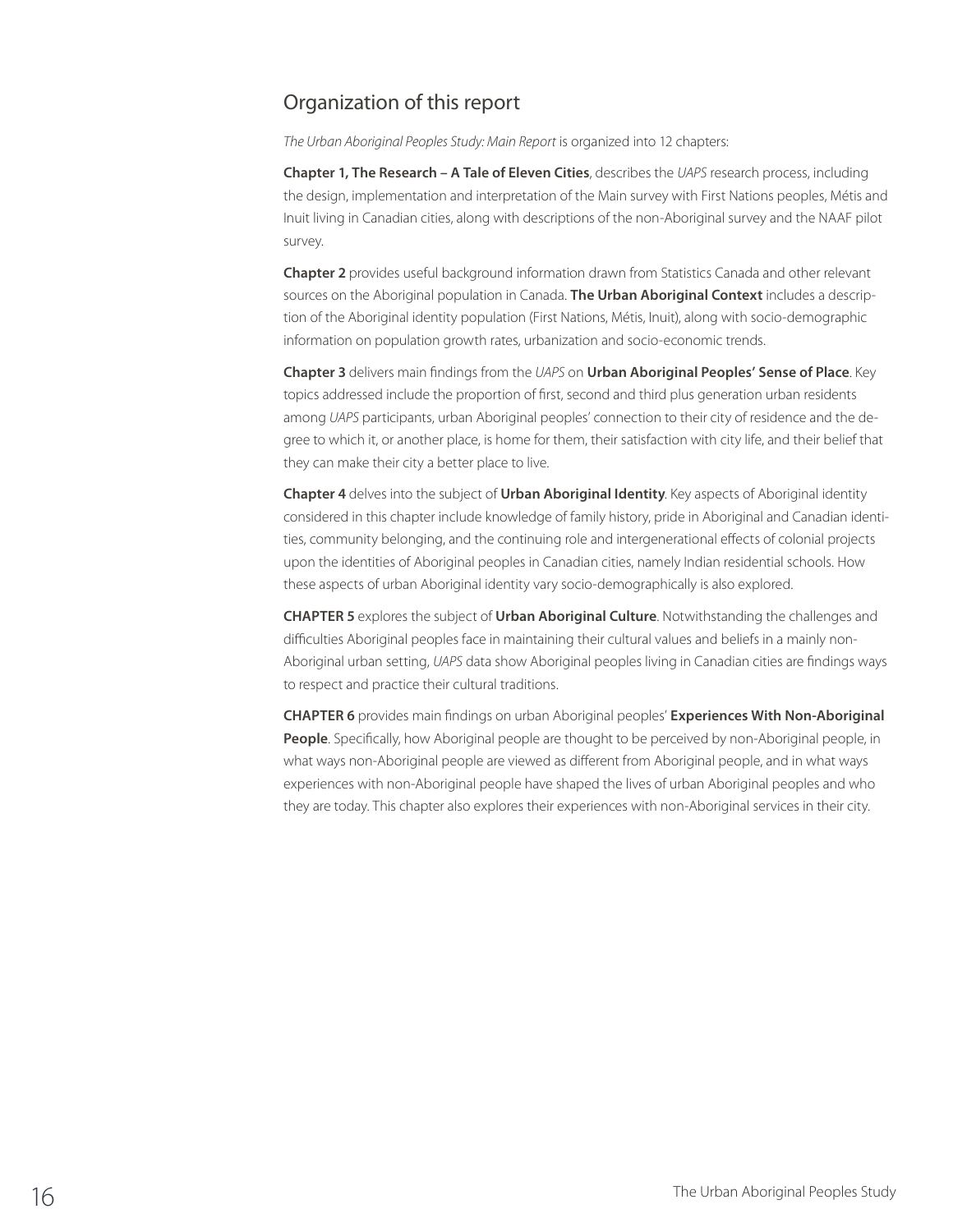## Organization of this report

*The Urban Aboriginal Peoples Study: Main Report* is organized into 12 chapters:

**Chapter 1, The Research – A Tale of Eleven Cities**, describes the *UAPS* research process, including the design, implementation and interpretation of the Main survey with First Nations peoples, Métis and Inuit living in Canadian cities, along with descriptions of the non-Aboriginal survey and the NAAF pilot survey.

**Chapter 2** provides useful background information drawn from Statistics Canada and other relevant sources on the Aboriginal population in Canada. **The Urban Aboriginal Context** includes a description of the Aboriginal identity population (First Nations, Métis, Inuit), along with socio-demographic information on population growth rates, urbanization and socio-economic trends.

**Chapter 3** delivers main findings from the *UAPS* on **Urban Aboriginal Peoples' Sense of Place**. Key topics addressed include the proportion of first, second and third plus generation urban residents among *UAPS* participants, urban Aboriginal peoples' connection to their city of residence and the degree to which it, or another place, is home for them, their satisfaction with city life, and their belief that they can make their city a better place to live.

**Chapter 4** delves into the subject of **Urban Aboriginal Identity**. Key aspects of Aboriginal identity considered in this chapter include knowledge of family history, pride in Aboriginal and Canadian identities, community belonging, and the continuing role and intergenerational effects of colonial projects upon the identities of Aboriginal peoples in Canadian cities, namely Indian residential schools. How these aspects of urban Aboriginal identity vary socio-demographically is also explored.

**CHAPTER 5** explores the subject of **Urban Aboriginal Culture**. Notwithstanding the challenges and difficulties Aboriginal peoples face in maintaining their cultural values and beliefs in a mainly non-Aboriginal urban setting, *UAPS* data show Aboriginal peoples living in Canadian cities are findings ways to respect and practice their cultural traditions.

**CHAPTER 6** provides main findings on urban Aboriginal peoples' **Experiences With Non-Aboriginal People**. Specifically, how Aboriginal people are thought to be perceived by non-Aboriginal people, in what ways non-Aboriginal people are viewed as different from Aboriginal people, and in what ways experiences with non-Aboriginal people have shaped the lives of urban Aboriginal peoples and who they are today. This chapter also explores their experiences with non-Aboriginal services in their city.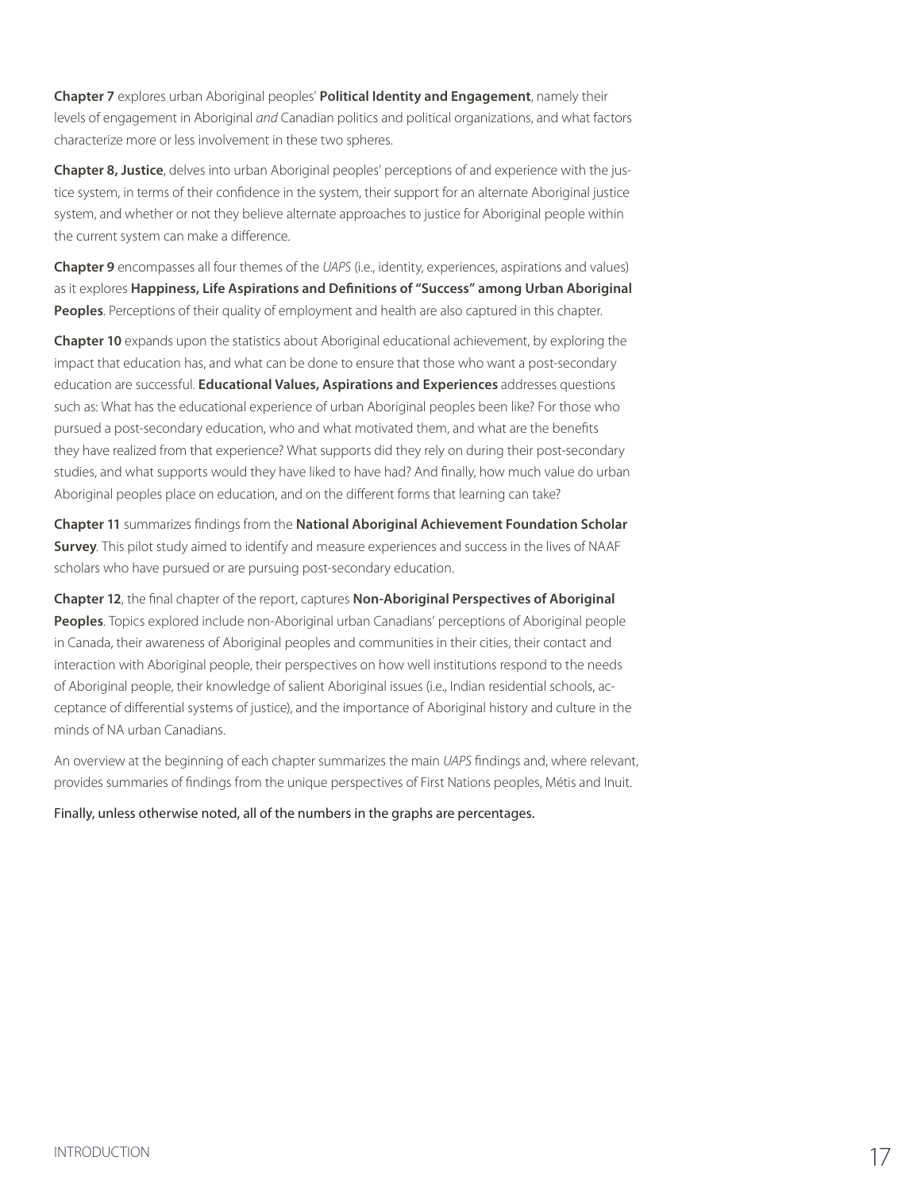**Chapter 7** explores urban Aboriginal peoples' **Political Identity and Engagement**, namely their levels of engagement in Aboriginal *and* Canadian politics and political organizations, and what factors characterize more or less involvement in these two spheres.

**Chapter 8, Justice**, delves into urban Aboriginal peoples' perceptions of and experience with the justice system, in terms of their confidence in the system, their support for an alternate Aboriginal justice system, and whether or not they believe alternate approaches to justice for Aboriginal people within the current system can make a difference.

**Chapter 9** encompasses all four themes of the *UAPS* (i.e., identity, experiences, aspirations and values) as it explores **Happiness, Life Aspirations and Definitions of "Success" among Urban Aboriginal Peoples**. Perceptions of their quality of employment and health are also captured in this chapter.

**Chapter 10** expands upon the statistics about Aboriginal educational achievement, by exploring the impact that education has, and what can be done to ensure that those who want a post-secondary education are successful. **Educational Values, Aspirations and Experiences** addresses questions such as: What has the educational experience of urban Aboriginal peoples been like? For those who pursued a post-secondary education, who and what motivated them, and what are the benefits they have realized from that experience? What supports did they rely on during their post-secondary studies, and what supports would they have liked to have had? And finally, how much value do urban Aboriginal peoples place on education, and on the different forms that learning can take?

**Chapter 11** summarizes findings from the **National Aboriginal Achievement Foundation Scholar Survey**. This pilot study aimed to identify and measure experiences and success in the lives of NAAF scholars who have pursued or are pursuing post-secondary education.

**Chapter 12**, the final chapter of the report, captures **Non-Aboriginal Perspectives of Aboriginal Peoples**. Topics explored include non-Aboriginal urban Canadians' perceptions of Aboriginal people in Canada, their awareness of Aboriginal peoples and communities in their cities, their contact and interaction with Aboriginal people, their perspectives on how well institutions respond to the needs of Aboriginal people, their knowledge of salient Aboriginal issues (i.e., Indian residential schools, acceptance of differential systems of justice), and the importance of Aboriginal history and culture in the minds of NA urban Canadians.

An overview at the beginning of each chapter summarizes the main *UAPS* findings and, where relevant, provides summaries of findings from the unique perspectives of First Nations peoples, Métis and Inuit.

Finally, unless otherwise noted, all of the numbers in the graphs are percentages.